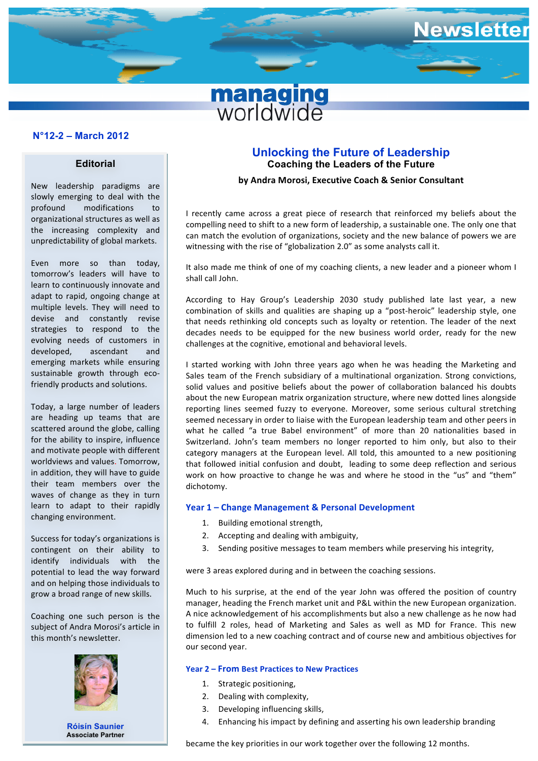# Newsletter

**managing worldwide**

**N°12-2 – March 2012**

## Editorial

New leadership paradigms are slowly emerging to deal with the profound modifications to organizational structures as well as the increasing complexity and unpredictability of global markets.

Even more so than today, tomorrow's leaders will have to learn to continuously innovate and adapt to rapid, ongoing change at multiple levels. They will need to devise and constantly revise strategies to respond to the evolving needs of customers in developed, ascendant and emerging markets while ensuring sustainable growth through eco-friendly products and solutions.

Today, a large number of leaders are heading up teams that are scattered around the globe, calling for the ability to inspire, influence and motivate people with different worldviews and values. Tomorrow, in addition, they will have to guide their team members over the waves of change as they in turn learn to adapt to their rapidly changing environment.

Success for today's organizations is contingent on their ability to identify individuals with the potential to lead the way forward and on helping those individuals to grow a broad range of new skills.

Coaching one such person is the subject of Andra Morosi's article in this month's newsletter.

**Róisín Saunier**
Associate Partner

## Unlocking the Future of Leadership

### Coaching the Leaders of the Future

**by Andra Morosi, Executive Coach & Senior Consultant**

I recently came across a great piece of research that reinforced my beliefs about the compelling need to shift to a new form of leadership, a sustainable one. The only one that can match the evolution of organizations, society and the new balance of powers we are witnessing with the rise of "globalization 2.0" as some analysts call it.

It also made me think of one of my coaching clients, a new leader and a pioneer whom I shall call John.

According to Hay Group's Leadership 2030 study published late last year, a new combination of skills and qualities are shaping up a "post-heroic" leadership style, one that needs rethinking old concepts such as loyalty or retention. The leader of the next decades needs to be equipped for the new business world order, ready for the new challenges at the cognitive, emotional and behavioral levels.

I started working with John three years ago when he was heading the Marketing and Sales team of the French subsidiary of a multinational organization. Strong convictions, solid values and positive beliefs about the power of collaboration balanced his doubts about the new European matrix organization structure, where new dotted lines alongside reporting lines seemed fuzzy to everyone. Moreover, some serious cultural stretching seemed necessary in order to liaise with the European leadership team and other peers in what he called "a true Babel environment" of more than 20 nationalities based in Switzerland. John's team members no longer reported to him only, but also to their category managers at the European level. All told, this amounted to a new positioning that followed initial confusion and doubt, leading to some deep reflection and serious work on how proactive to change he was and where he stood in the "us" and "them" dichotomy.

### Year 1 – Change Management & Personal Development

1. Building emotional strength,
2. Accepting and dealing with ambiguity,
3. Sending positive messages to team members while preserving his integrity,

were 3 areas explored during and in between the coaching sessions.

Much to his surprise, at the end of the year John was offered the position of country manager, heading the French market unit and P&L within the new European organization. A nice acknowledgement of his accomplishments but also a new challenge as he now had to fulfill 2 roles, head of Marketing and Sales as well as MD for France. This new dimension led to a new coaching contract and of course new and ambitious objectives for our second year.

### Year 2 – From Best Practices to New Practices

1. Strategic positioning,
2. Dealing with complexity,
3. Developing influencing skills,
4. Enhancing his impact by defining and asserting his own leadership branding

became the key priorities in our work together over the following 12 months.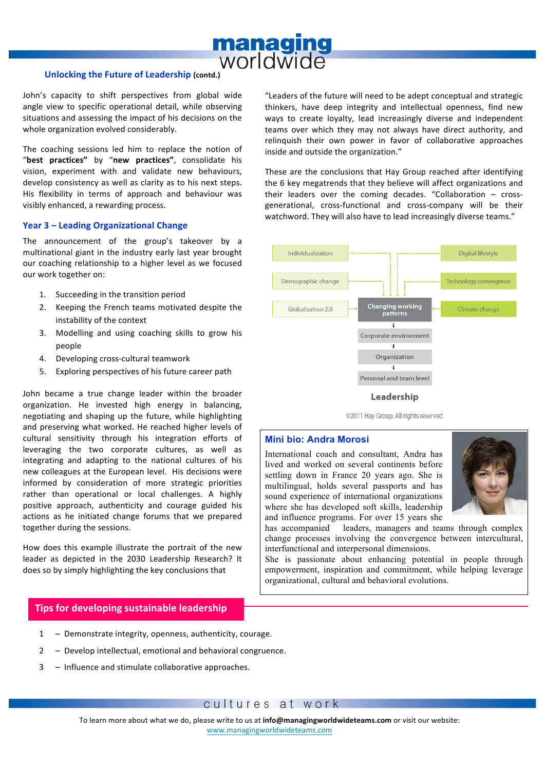## Unlocking the Future of Leadership (contd.)

John's capacity to shift perspectives from global wide angle view to specific operational detail, while observing situations and assessing the impact of his decisions on the whole organization evolved considerably.

The coaching sessions led him to replace the notion of "**best practices**" by "**new practices**", consolidate his vision, experiment with and validate new behaviours, develop consistency as well as clarity as to his next steps. His flexibility in terms of approach and behaviour was visibly enhanced, a rewarding process.

### Year 3 – Leading Organizational Change

The announcement of the group's takeover by a multinational giant in the industry early last year brought our coaching relationship to a higher level as we focused our work together on:

1. Succeeding in the transition period
2. Keeping the French teams motivated despite the instability of the context
3. Modelling and using coaching skills to grow his people
4. Developing cross-cultural teamwork
5. Exploring perspectives of his future career path

John became a true change leader within the broader organization. He invested high energy in balancing, negotiating and shaping up the future, while highlighting and preserving what worked. He reached higher levels of cultural sensitivity through his integration efforts of leveraging the two corporate cultures, as well as integrating and adapting to the national cultures of his new colleagues at the European level. His decisions were informed by consideration of more strategic priorities rather than operational or local challenges. A highly positive approach, authenticity and courage guided his actions as he initiated change forums that we prepared together during the sessions.

How does this example illustrate the portrait of the new leader as depicted in the 2030 Leadership Research? It does so by simply highlighting the key conclusions that "Leaders of the future will need to be adept conceptual and strategic thinkers, have deep integrity and intellectual openness, find new ways to create loyalty, lead increasingly diverse and independent teams over which they may not always have direct authority, and relinquish their own power in favor of collaborative approaches inside and outside the organization."

These are the conclusions that Hay Group reached after identifying the 6 key megatrends that they believe will affect organizations and their leaders over the coming decades. "Collaboration – cross-generational, cross-functional and cross-company will be their watchword. They will also have to lead increasingly diverse teams."

Individualization
Demographic change
Globalization 2.0
Digital lifestyle
Technology convergence
Climate change
Changing working patterns
Corporate environment
Organization
Personal and team level
Leadership

©2011 Hay Group. All rights reserved

### Mini bio: Andra Morosi

International coach and consultant, Andra has lived and worked on several continents before settling down in France 20 years ago. She is multilingual, holds several passports and has sound experience of international organizations where she has developed soft skills, leadership and influence programs. For over 15 years she has accompanied leaders, managers and teams through complex change processes involving the convergence between intercultural, interfunctional and interpersonal dimensions.
She is passionate about enhancing potential in people through empowerment, inspiration and commitment, while helping leverage organizational, cultural and behavioral evolutions.

### Tips for developing sustainable leadership

1 – Demonstrate integrity, openness, authenticity, courage.

2 – Develop intellectual, emotional and behavioral congruence.

3 – Influence and stimulate collaborative approaches.

To learn more about what we do, please write to us at **info@managingworldwideteams.com** or visit our website: www.managingworldwideteams.com